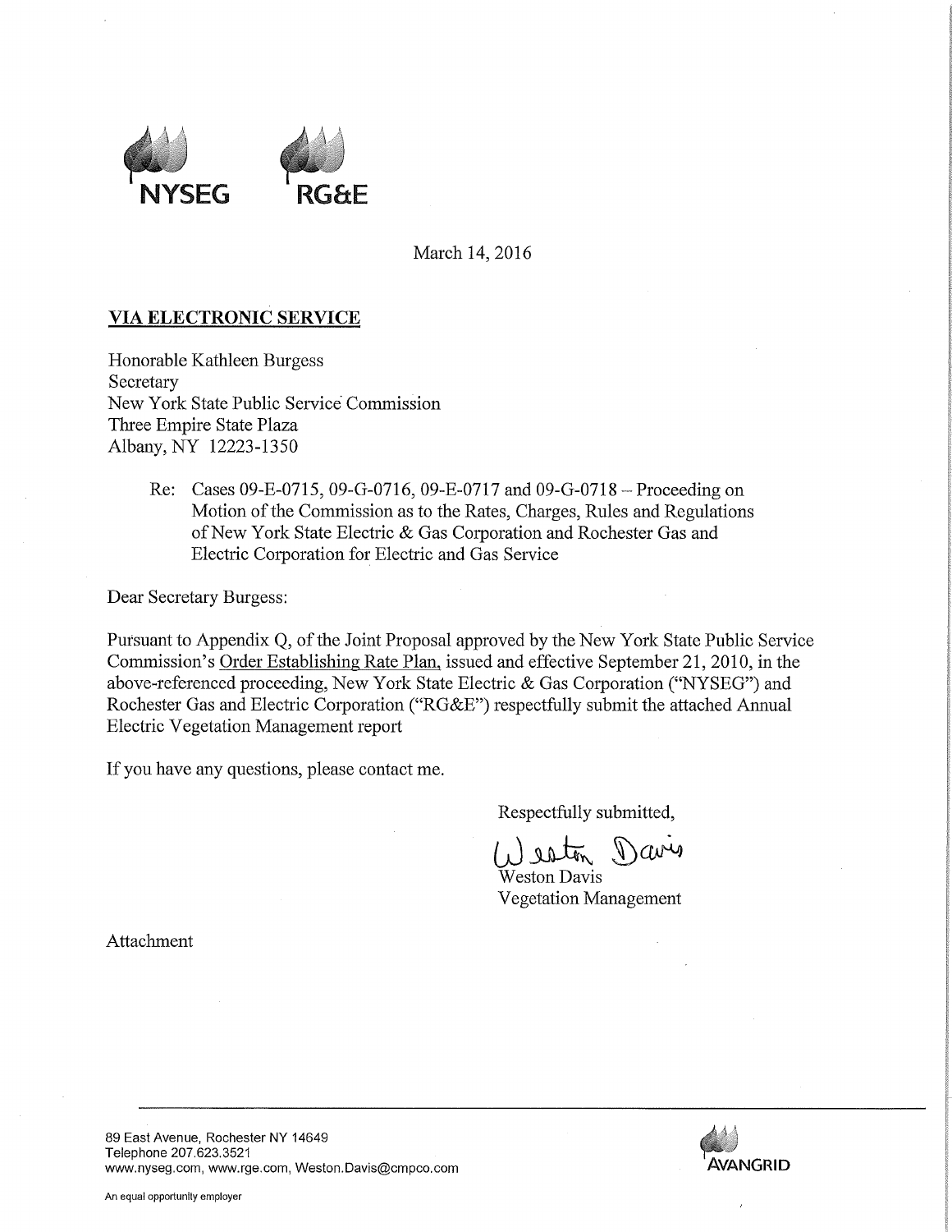NYSEG RG&E

March 14, 2016

**VIA ELECTRONIC SERVICE**

Honorable Kathleen Burgess
Secretary
New York State Public Service Commission
Three Empire State Plaza
Albany, NY 12223-1350

Re: Cases 09-E-0715, 09-G-0716, 09-E-0717 and 09-G-0718 – Proceeding on Motion of the Commission as to the Rates, Charges, Rules and Regulations of New York State Electric & Gas Corporation and Rochester Gas and Electric Corporation for Electric and Gas Service

Dear Secretary Burgess:

Pursuant to Appendix Q, of the Joint Proposal approved by the New York State Public Service Commission's Order Establishing Rate Plan, issued and effective September 21, 2010, in the above-referenced proceeding, New York State Electric & Gas Corporation ("NYSEG") and Rochester Gas and Electric Corporation ("RG&E") respectfully submit the attached Annual Electric Vegetation Management report

If you have any questions, please contact me.

Respectfully submitted,

Weston Davis
Vegetation Management

Attachment

89 East Avenue, Rochester NY 14649
Telephone 207.623.3521
www.nyseg.com, www.rge.com, Weston.Davis@cmpco.com

AVANGRID

An equal opportunity employer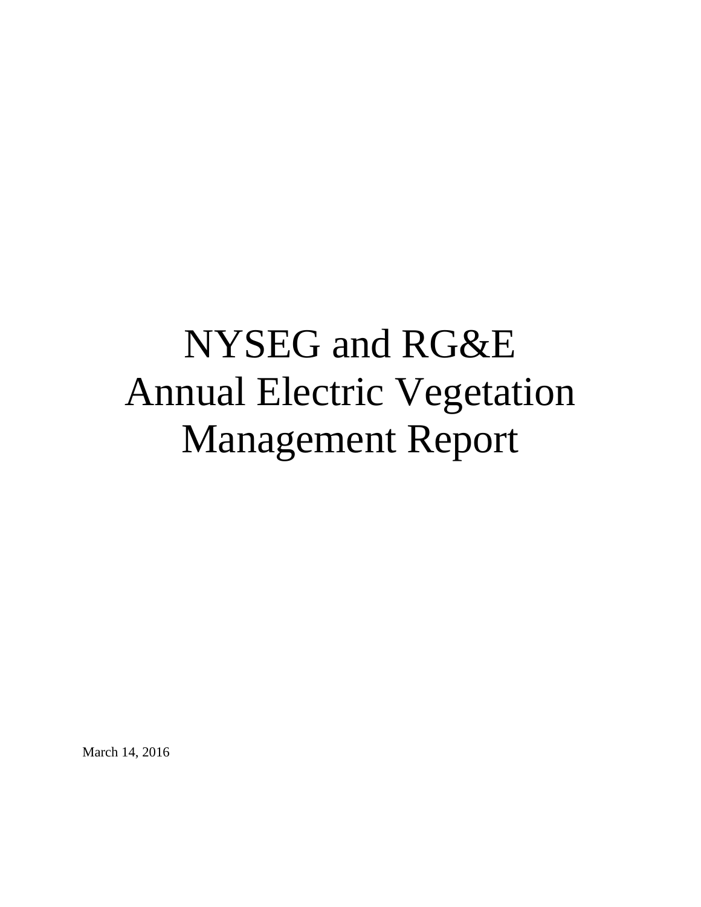# NYSEG and RG&E Annual Electric Vegetation Management Report

March 14, 2016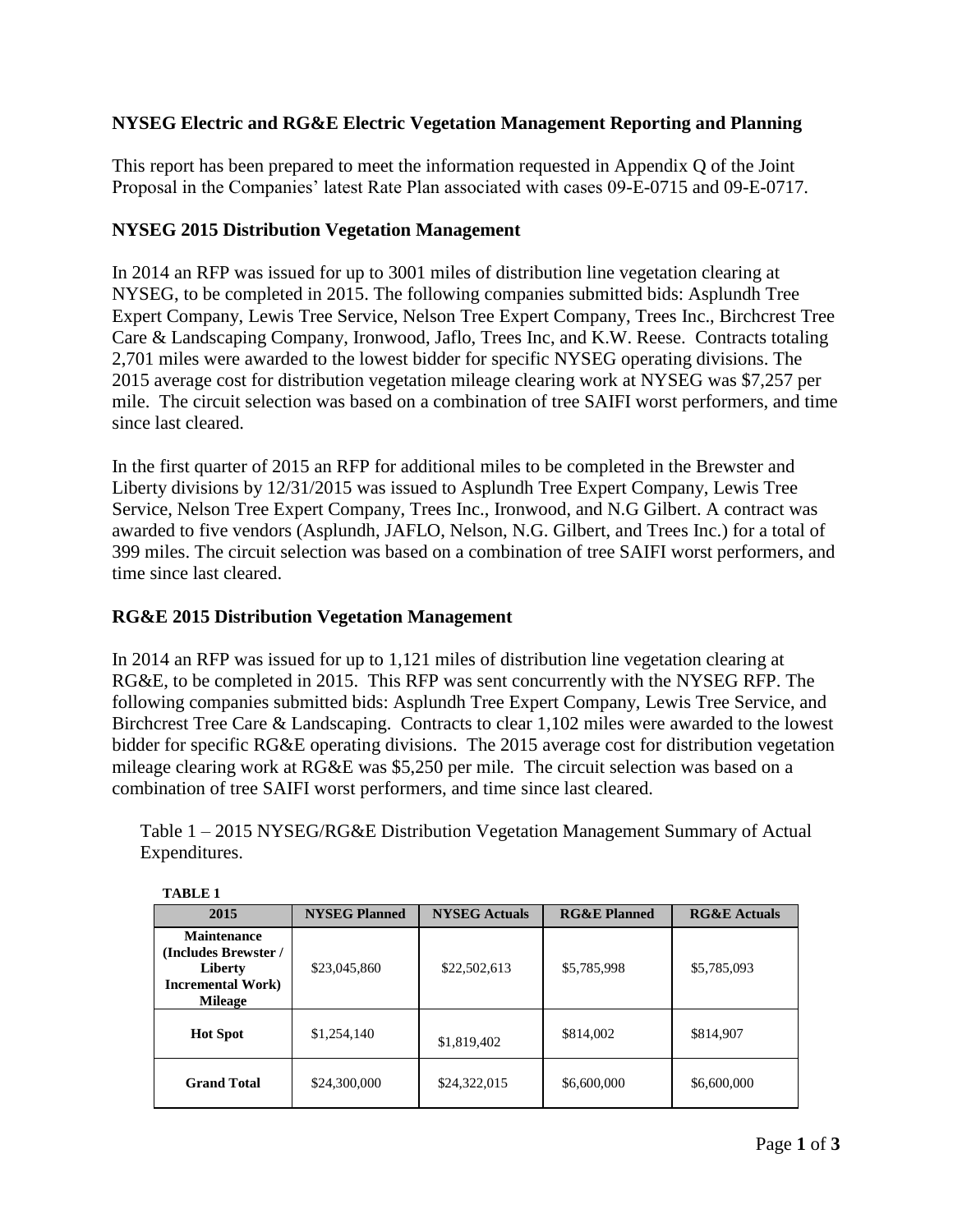**NYSEG Electric and RG&E Electric Vegetation Management Reporting and Planning**

This report has been prepared to meet the information requested in Appendix Q of the Joint Proposal in the Companies' latest Rate Plan associated with cases 09-E-0715 and 09-E-0717.

**NYSEG 2015 Distribution Vegetation Management**

In 2014 an RFP was issued for up to 3001 miles of distribution line vegetation clearing at NYSEG, to be completed in 2015. The following companies submitted bids: Asplundh Tree Expert Company, Lewis Tree Service, Nelson Tree Expert Company, Trees Inc., Birchcrest Tree Care & Landscaping Company, Ironwood, Jaflo, Trees Inc, and K.W. Reese. Contracts totaling 2,701 miles were awarded to the lowest bidder for specific NYSEG operating divisions. The 2015 average cost for distribution vegetation mileage clearing work at NYSEG was $7,257 per mile. The circuit selection was based on a combination of tree SAIFI worst performers, and time since last cleared.

In the first quarter of 2015 an RFP for additional miles to be completed in the Brewster and Liberty divisions by 12/31/2015 was issued to Asplundh Tree Expert Company, Lewis Tree Service, Nelson Tree Expert Company, Trees Inc., Ironwood, and N.G Gilbert. A contract was awarded to five vendors (Asplundh, JAFLO, Nelson, N.G. Gilbert, and Trees Inc.) for a total of 399 miles. The circuit selection was based on a combination of tree SAIFI worst performers, and time since last cleared.

**RG&E 2015 Distribution Vegetation Management**

In 2014 an RFP was issued for up to 1,121 miles of distribution line vegetation clearing at RG&E, to be completed in 2015. This RFP was sent concurrently with the NYSEG RFP. The following companies submitted bids: Asplundh Tree Expert Company, Lewis Tree Service, and Birchcrest Tree Care & Landscaping. Contracts to clear 1,102 miles were awarded to the lowest bidder for specific RG&E operating divisions. The 2015 average cost for distribution vegetation mileage clearing work at RG&E was $5,250 per mile. The circuit selection was based on a combination of tree SAIFI worst performers, and time since last cleared.

Table 1 – 2015 NYSEG/RG&E Distribution Vegetation Management Summary of Actual Expenditures.

**TABLE 1**

| 2015 | NYSEG Planned | NYSEG Actuals | RG&E Planned | RG&E Actuals |
|---|---|---|---|---|
| **Maintenance (Includes Brewster / Liberty Incremental Work) Mileage** | $23,045,860 | $22,502,613 | $5,785,998 | $5,785,093 |
| **Hot Spot** | $1,254,140 | $1,819,402 | $814,002 | $814,907 |
| **Grand Total** | $24,300,000 | $24,322,015 | $6,600,000 | $6,600,000 |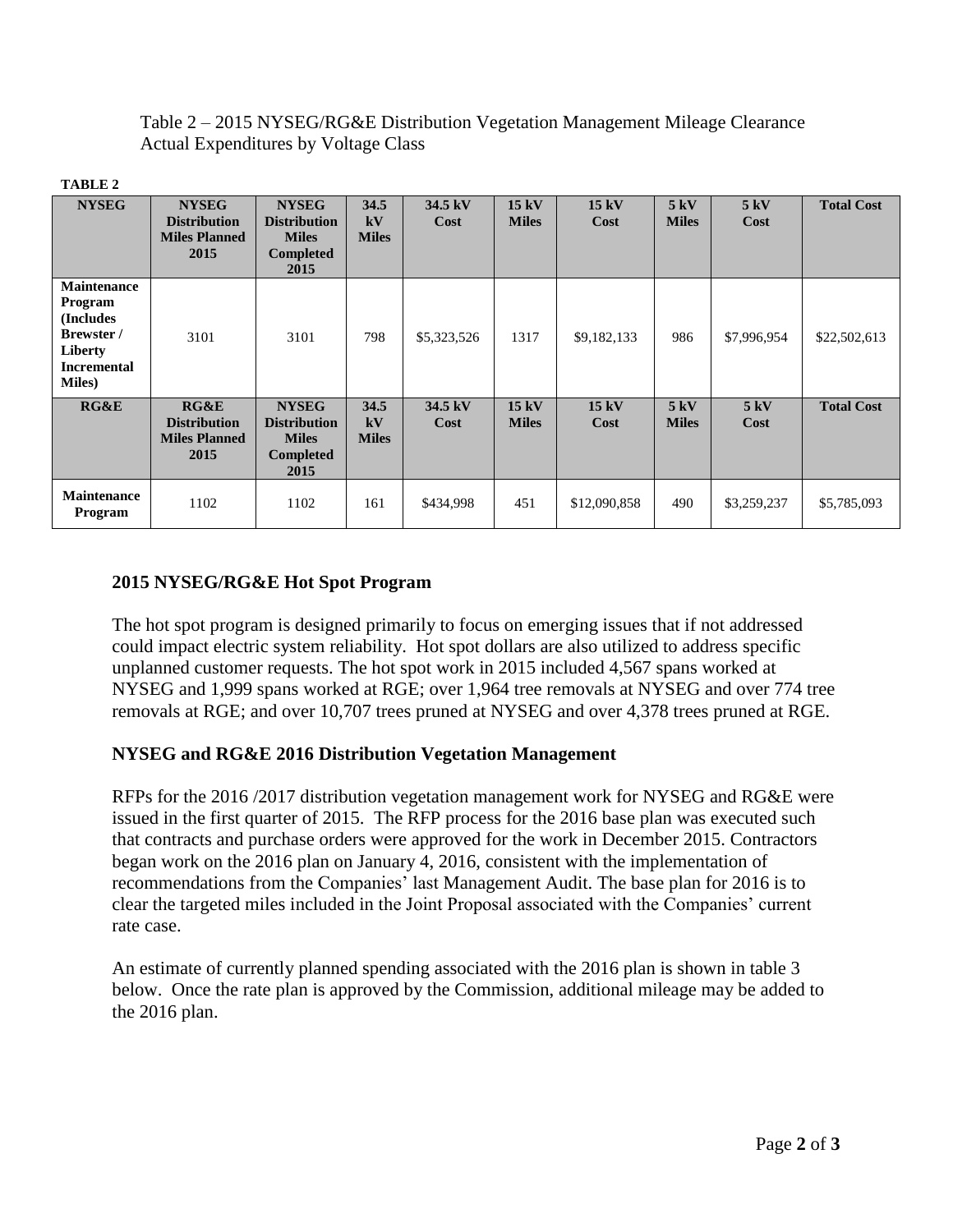Table 2 – 2015 NYSEG/RG&E Distribution Vegetation Management Mileage Clearance Actual Expenditures by Voltage Class

**TABLE 2**

| NYSEG | NYSEG Distribution Miles Planned 2015 | NYSEG Distribution Miles Completed 2015 | 34.5 kV Miles | 34.5 kV Cost | 15 kV Miles | 15 kV Cost | 5 kV Miles | 5 kV Cost | Total Cost |
|---|---|---|---|---|---|---|---|---|---|
| **Maintenance Program (Includes Brewster / Liberty Incremental Miles)** | 3101 | 3101 | 798 | $5,323,526 | 1317 | $9,182,133 | 986 | $7,996,954 | $22,502,613 |
| **RG&E** | **RG&E Distribution Miles Planned 2015** | **NYSEG Distribution Miles Completed 2015** | **34.5 kV Miles** | **34.5 kV Cost** | **15 kV Miles** | **15 kV Cost** | **5 kV Miles** | **5 kV Cost** | **Total Cost** |
| **Maintenance Program** | 1102 | 1102 | 161 | $434,998 | 451 | $12,090,858 | 490 | $3,259,237 | $5,785,093 |

## 2015 NYSEG/RG&E Hot Spot Program

The hot spot program is designed primarily to focus on emerging issues that if not addressed could impact electric system reliability. Hot spot dollars are also utilized to address specific unplanned customer requests. The hot spot work in 2015 included 4,567 spans worked at NYSEG and 1,999 spans worked at RGE; over 1,964 tree removals at NYSEG and over 774 tree removals at RGE; and over 10,707 trees pruned at NYSEG and over 4,378 trees pruned at RGE.

## NYSEG and RG&E 2016 Distribution Vegetation Management

RFPs for the 2016 /2017 distribution vegetation management work for NYSEG and RG&E were issued in the first quarter of 2015. The RFP process for the 2016 base plan was executed such that contracts and purchase orders were approved for the work in December 2015. Contractors began work on the 2016 plan on January 4, 2016, consistent with the implementation of recommendations from the Companies' last Management Audit. The base plan for 2016 is to clear the targeted miles included in the Joint Proposal associated with the Companies' current rate case.

An estimate of currently planned spending associated with the 2016 plan is shown in table 3 below. Once the rate plan is approved by the Commission, additional mileage may be added to the 2016 plan.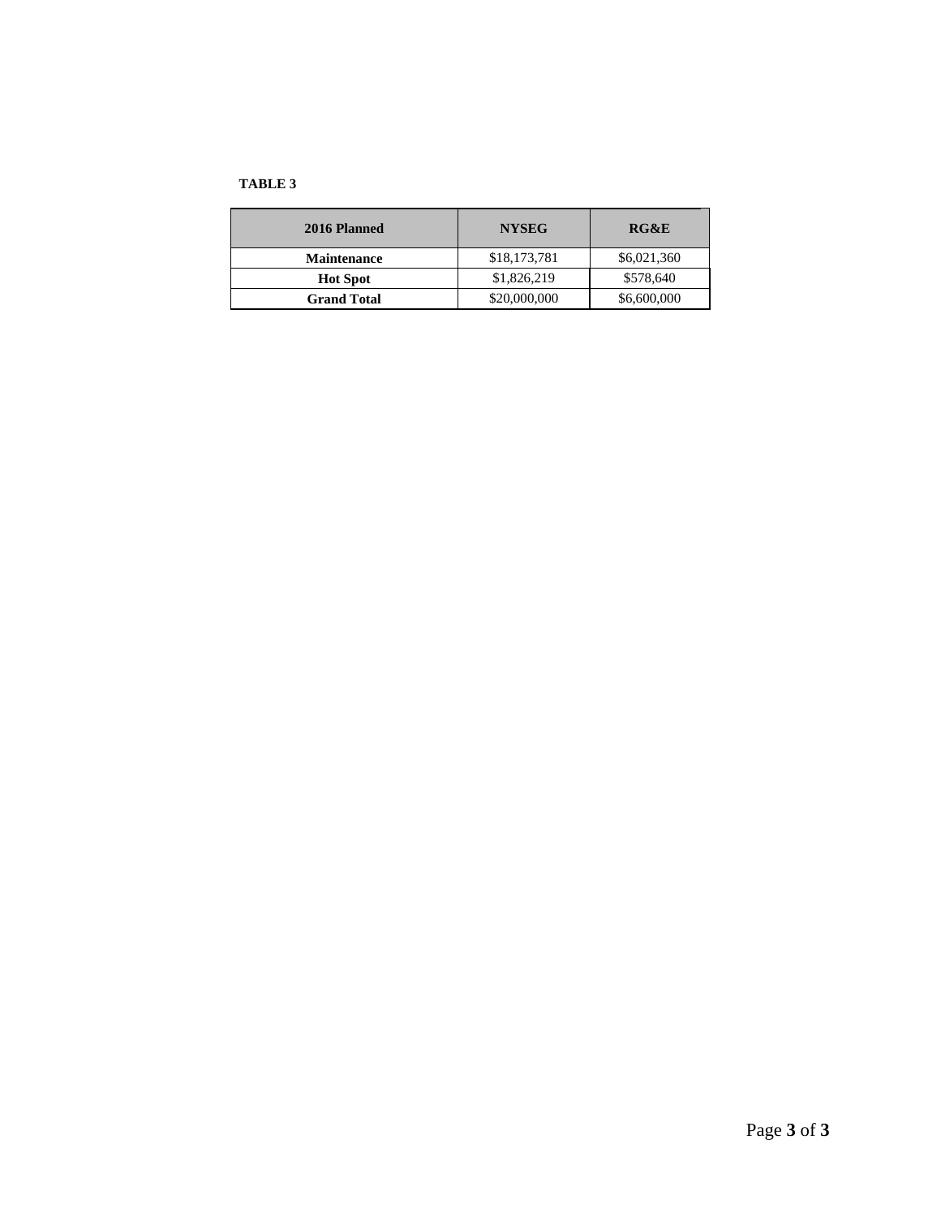**TABLE 3**

| 2016 Planned | NYSEG | RG&E |
|---|---|---|
| **Maintenance** | $18,173,781 | $6,021,360 |
| **Hot Spot** | $1,826,219 | $578,640 |
| **Grand Total** | $20,000,000 | $6,600,000 |